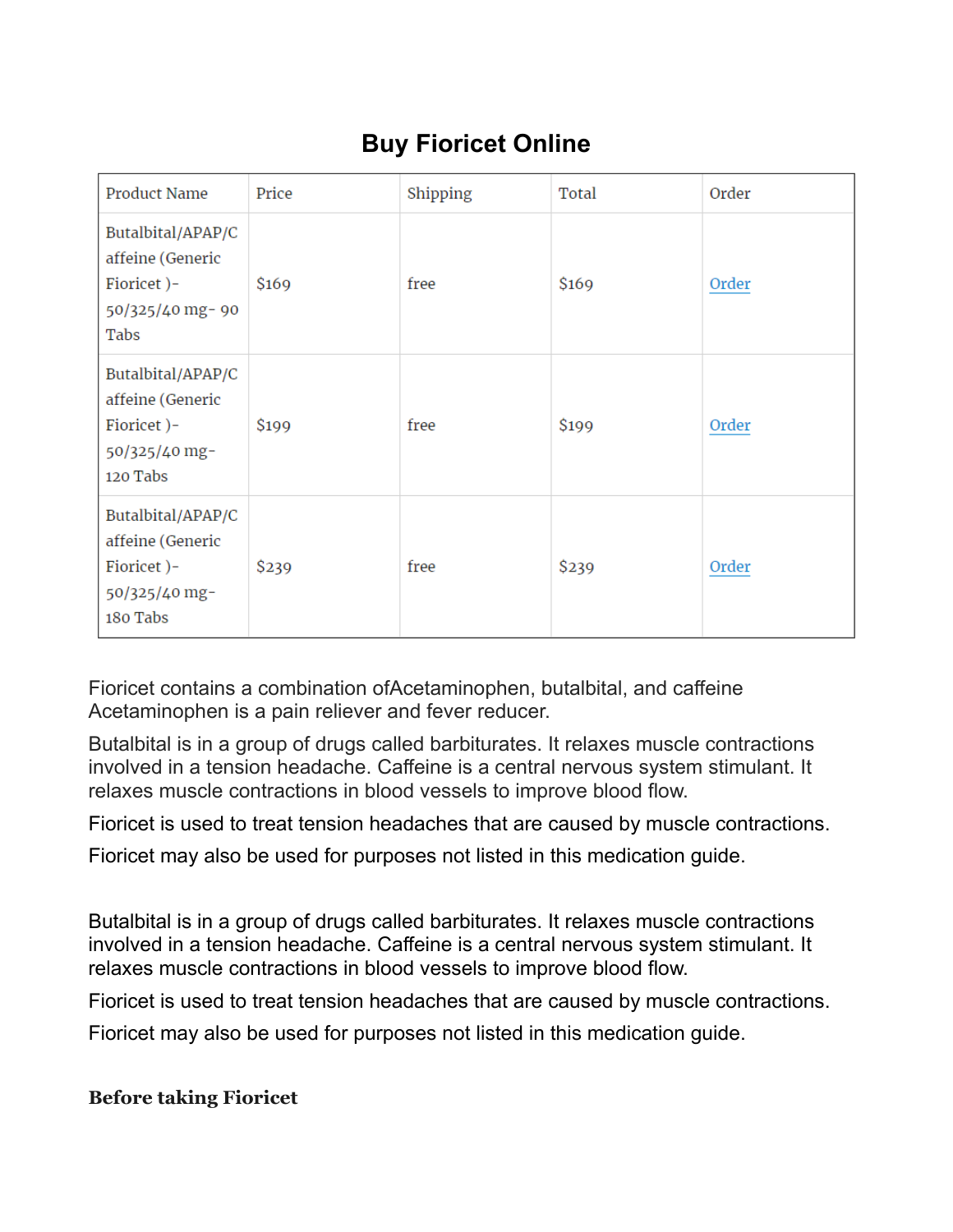# Buy Fioricet Online

| Product Name | Price | Shipping | Total | Order |
|---|---|---|---|---|
| Butalbital/APAP/Caffeine (Generic Fioricet )- 50/325/40 mg- 90 Tabs | $169 | free | $169 | Order |
| Butalbital/APAP/Caffeine (Generic Fioricet )- 50/325/40 mg- 120 Tabs | $199 | free | $199 | Order |
| Butalbital/APAP/Caffeine (Generic Fioricet )- 50/325/40 mg- 180 Tabs | $239 | free | $239 | Order |

Fioricet contains a combination ofAcetaminophen, butalbital, and caffeine Acetaminophen is a pain reliever and fever reducer.

Butalbital is in a group of drugs called barbiturates. It relaxes muscle contractions involved in a tension headache. Caffeine is a central nervous system stimulant. It relaxes muscle contractions in blood vessels to improve blood flow.

Fioricet is used to treat tension headaches that are caused by muscle contractions.

Fioricet may also be used for purposes not listed in this medication guide.

Butalbital is in a group of drugs called barbiturates. It relaxes muscle contractions involved in a tension headache. Caffeine is a central nervous system stimulant. It relaxes muscle contractions in blood vessels to improve blood flow.

Fioricet is used to treat tension headaches that are caused by muscle contractions.

Fioricet may also be used for purposes not listed in this medication guide.

**Before taking Fioricet**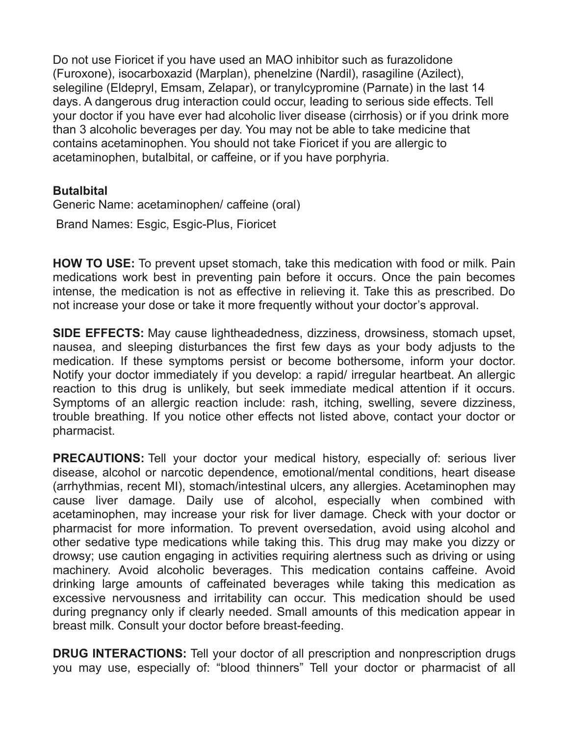Do not use Fioricet if you have used an MAO inhibitor such as furazolidone (Furoxone), isocarboxazid (Marplan), phenelzine (Nardil), rasagiline (Azilect), selegiline (Eldepryl, Emsam, Zelapar), or tranylcypromine (Parnate) in the last 14 days. A dangerous drug interaction could occur, leading to serious side effects. Tell your doctor if you have ever had alcoholic liver disease (cirrhosis) or if you drink more than 3 alcoholic beverages per day. You may not be able to take medicine that contains acetaminophen. You should not take Fioricet if you are allergic to acetaminophen, butalbital, or caffeine, or if you have porphyria.

**Butalbital**

Generic Name: acetaminophen/ caffeine (oral)

Brand Names: Esgic, Esgic-Plus, Fioricet

**HOW TO USE:** To prevent upset stomach, take this medication with food or milk. Pain medications work best in preventing pain before it occurs. Once the pain becomes intense, the medication is not as effective in relieving it. Take this as prescribed. Do not increase your dose or take it more frequently without your doctor's approval.

**SIDE EFFECTS:** May cause lightheadedness, dizziness, drowsiness, stomach upset, nausea, and sleeping disturbances the first few days as your body adjusts to the medication. If these symptoms persist or become bothersome, inform your doctor. Notify your doctor immediately if you develop: a rapid/ irregular heartbeat. An allergic reaction to this drug is unlikely, but seek immediate medical attention if it occurs. Symptoms of an allergic reaction include: rash, itching, swelling, severe dizziness, trouble breathing. If you notice other effects not listed above, contact your doctor or pharmacist.

**PRECAUTIONS:** Tell your doctor your medical history, especially of: serious liver disease, alcohol or narcotic dependence, emotional/mental conditions, heart disease (arrhythmias, recent MI), stomach/intestinal ulcers, any allergies. Acetaminophen may cause liver damage. Daily use of alcohol, especially when combined with acetaminophen, may increase your risk for liver damage. Check with your doctor or pharmacist for more information. To prevent oversedation, avoid using alcohol and other sedative type medications while taking this. This drug may make you dizzy or drowsy; use caution engaging in activities requiring alertness such as driving or using machinery. Avoid alcoholic beverages. This medication contains caffeine. Avoid drinking large amounts of caffeinated beverages while taking this medication as excessive nervousness and irritability can occur. This medication should be used during pregnancy only if clearly needed. Small amounts of this medication appear in breast milk. Consult your doctor before breast-feeding.

**DRUG INTERACTIONS:** Tell your doctor of all prescription and nonprescription drugs you may use, especially of: "blood thinners" Tell your doctor or pharmacist of all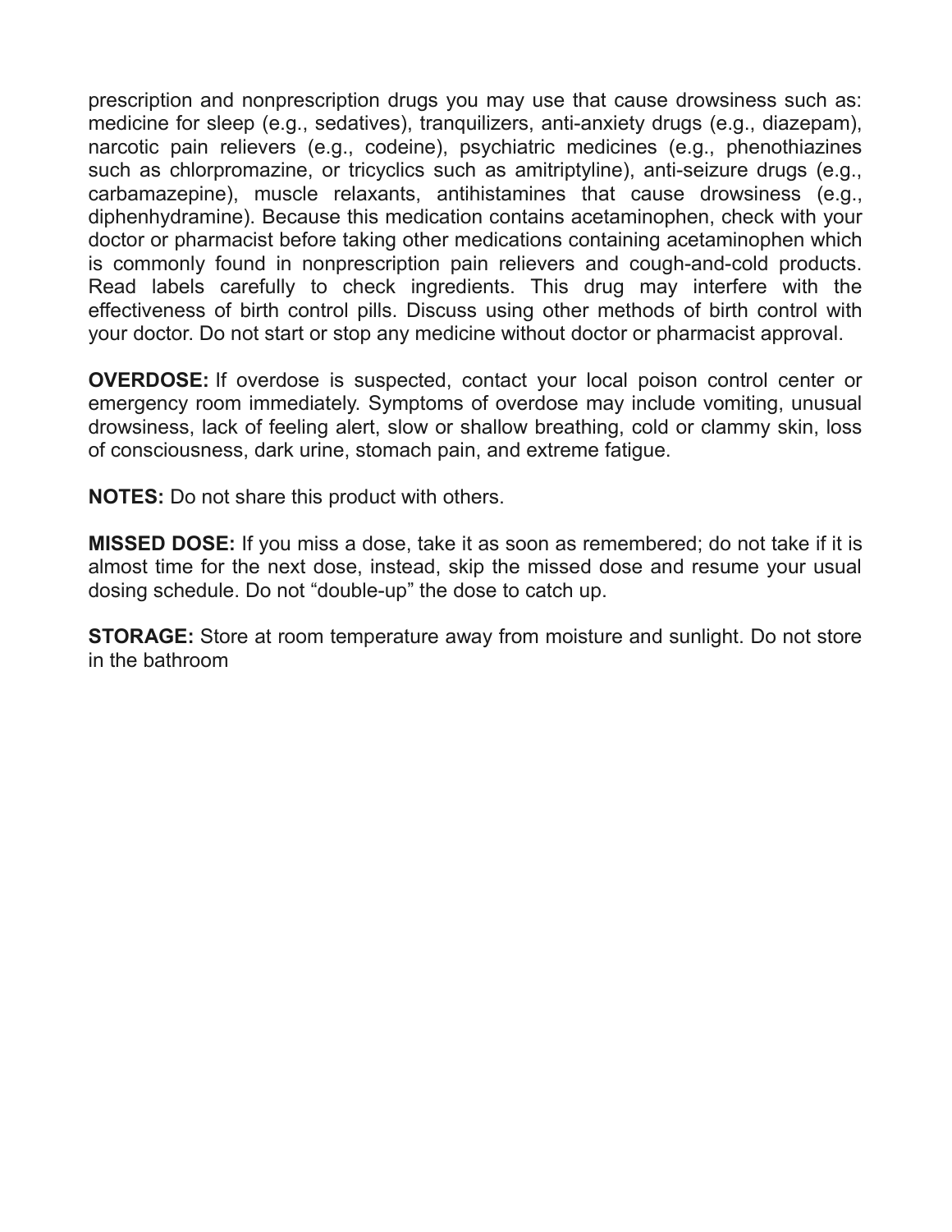prescription and nonprescription drugs you may use that cause drowsiness such as: medicine for sleep (e.g., sedatives), tranquilizers, anti-anxiety drugs (e.g., diazepam), narcotic pain relievers (e.g., codeine), psychiatric medicines (e.g., phenothiazines such as chlorpromazine, or tricyclics such as amitriptyline), anti-seizure drugs (e.g., carbamazepine), muscle relaxants, antihistamines that cause drowsiness (e.g., diphenhydramine). Because this medication contains acetaminophen, check with your doctor or pharmacist before taking other medications containing acetaminophen which is commonly found in nonprescription pain relievers and cough-and-cold products. Read labels carefully to check ingredients. This drug may interfere with the effectiveness of birth control pills. Discuss using other methods of birth control with your doctor. Do not start or stop any medicine without doctor or pharmacist approval.

**OVERDOSE:** If overdose is suspected, contact your local poison control center or emergency room immediately. Symptoms of overdose may include vomiting, unusual drowsiness, lack of feeling alert, slow or shallow breathing, cold or clammy skin, loss of consciousness, dark urine, stomach pain, and extreme fatigue.

**NOTES:** Do not share this product with others.

**MISSED DOSE:** If you miss a dose, take it as soon as remembered; do not take if it is almost time for the next dose, instead, skip the missed dose and resume your usual dosing schedule. Do not “double-up” the dose to catch up.

**STORAGE:** Store at room temperature away from moisture and sunlight. Do not store in the bathroom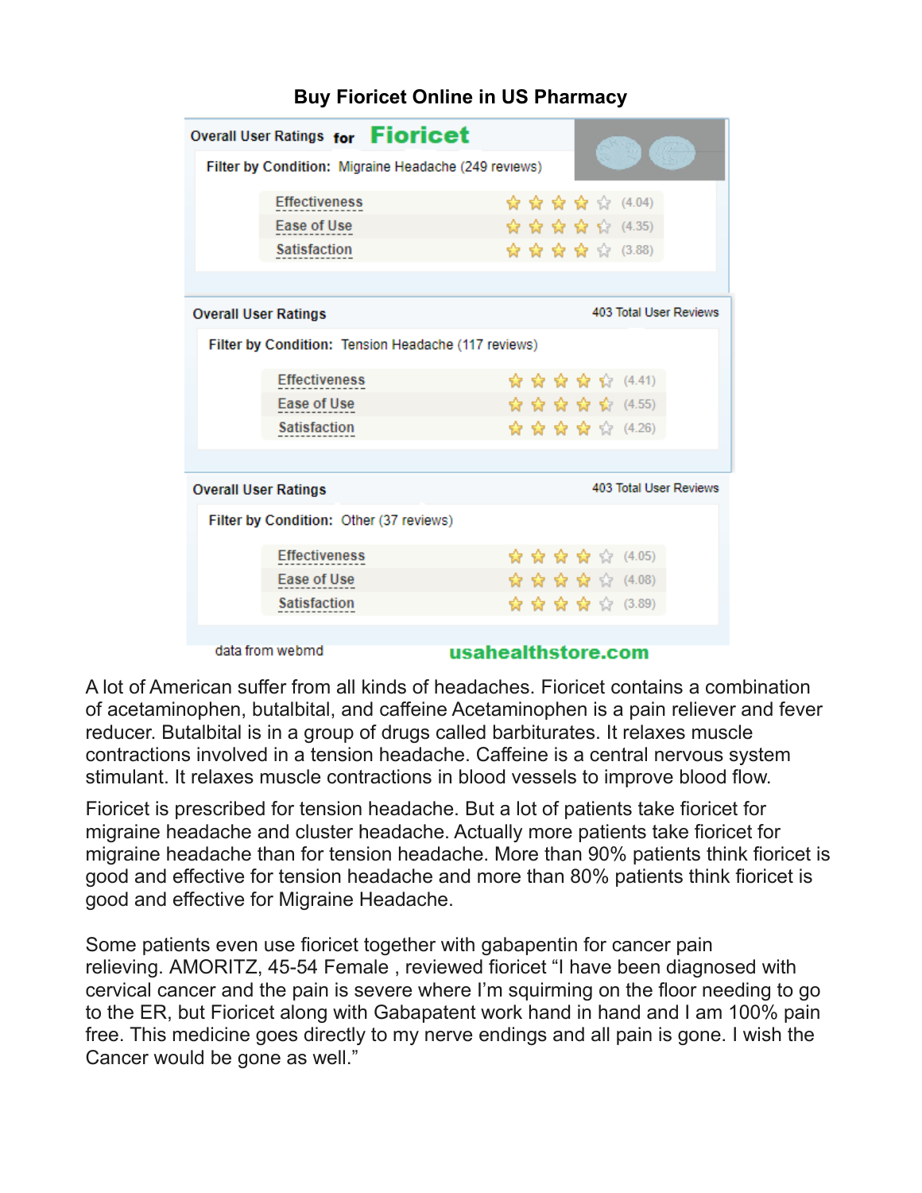**Buy Fioricet Online in US Pharmacy**

Overall User Ratings for **Fioricet**

Filter by Condition: Migraine Headache (249 reviews)

| | |
|---|---|
| Effectiveness | (4.04) |
| Ease of Use | (4.35) |
| Satisfaction | (3.88) |

Overall User Ratings — 403 Total User Reviews

Filter by Condition: Tension Headache (117 reviews)

| | |
|---|---|
| Effectiveness | (4.41) |
| Ease of Use | (4.55) |
| Satisfaction | (4.26) |

Overall User Ratings — 403 Total User Reviews

Filter by Condition: Other (37 reviews)

| | |
|---|---|
| Effectiveness | (4.05) |
| Ease of Use | (4.08) |
| Satisfaction | (3.89) |

data from webmd — usahealthstore.com

A lot of American suffer from all kinds of headaches. Fioricet contains a combination of acetaminophen, butalbital, and caffeine Acetaminophen is a pain reliever and fever reducer. Butalbital is in a group of drugs called barbiturates. It relaxes muscle contractions involved in a tension headache. Caffeine is a central nervous system stimulant. It relaxes muscle contractions in blood vessels to improve blood flow.

Fioricet is prescribed for tension headache. But a lot of patients take fioricet for migraine headache and cluster headache. Actually more patients take fioricet for migraine headache than for tension headache. More than 90% patients think fioricet is good and effective for tension headache and more than 80% patients think fioricet is good and effective for Migraine Headache.

Some patients even use fioricet together with gabapentin for cancer pain relieving. AMORITZ, 45-54 Female , reviewed fioricet "I have been diagnosed with cervical cancer and the pain is severe where I'm squirming on the floor needing to go to the ER, but Fioricet along with Gabapatent work hand in hand and I am 100% pain free. This medicine goes directly to my nerve endings and all pain is gone. I wish the Cancer would be gone as well."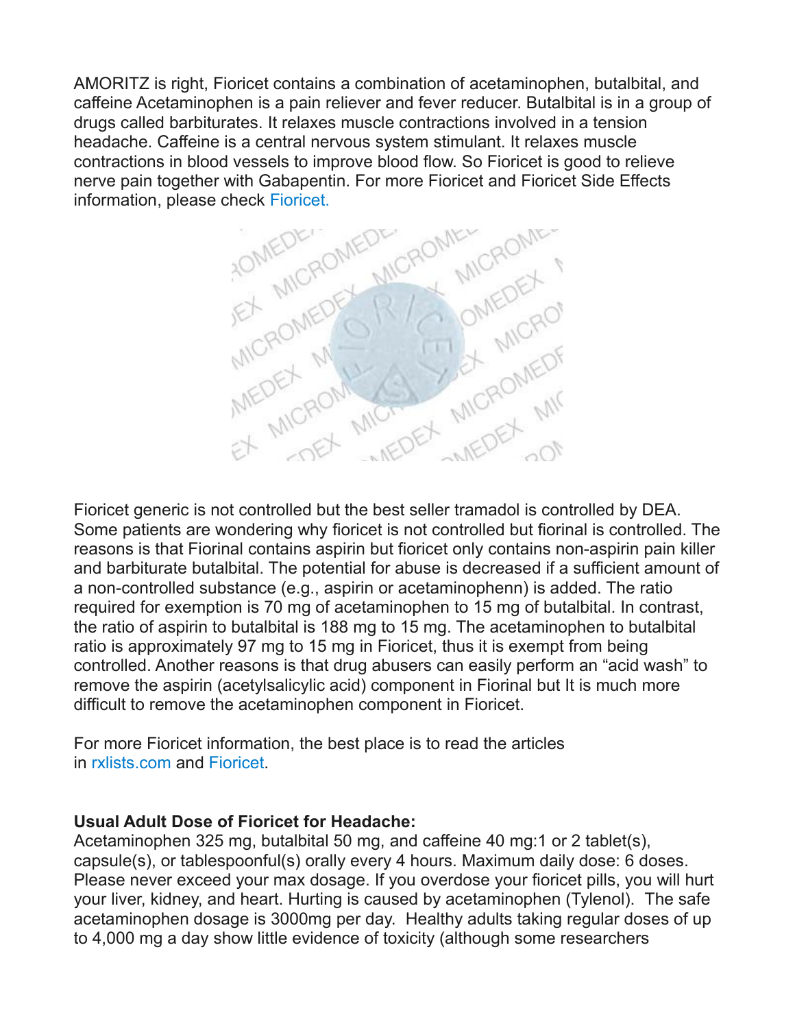AMORITZ is right, Fioricet contains a combination of acetaminophen, butalbital, and caffeine Acetaminophen is a pain reliever and fever reducer. Butalbital is in a group of drugs called barbiturates. It relaxes muscle contractions involved in a tension headache. Caffeine is a central nervous system stimulant. It relaxes muscle contractions in blood vessels to improve blood flow. So Fioricet is good to relieve nerve pain together with Gabapentin. For more Fioricet and Fioricet Side Effects information, please check Fioricet.

Fioricet generic is not controlled but the best seller tramadol is controlled by DEA. Some patients are wondering why fioricet is not controlled but fiorinal is controlled. The reasons is that Fiorinal contains aspirin but fioricet only contains non-aspirin pain killer and barbiturate butalbital. The potential for abuse is decreased if a sufficient amount of a non-controlled substance (e.g., aspirin or acetaminophenn) is added. The ratio required for exemption is 70 mg of acetaminophen to 15 mg of butalbital. In contrast, the ratio of aspirin to butalbital is 188 mg to 15 mg. The acetaminophen to butalbital ratio is approximately 97 mg to 15 mg in Fioricet, thus it is exempt from being controlled. Another reasons is that drug abusers can easily perform an "acid wash" to remove the aspirin (acetylsalicylic acid) component in Fiorinal but It is much more difficult to remove the acetaminophen component in Fioricet.

For more Fioricet information, the best place is to read the articles in rxlists.com and Fioricet.

**Usual Adult Dose of Fioricet for Headache:**
Acetaminophen 325 mg, butalbital 50 mg, and caffeine 40 mg:1 or 2 tablet(s), capsule(s), or tablespoonful(s) orally every 4 hours. Maximum daily dose: 6 doses. Please never exceed your max dosage. If you overdose your fioricet pills, you will hurt your liver, kidney, and heart. Hurting is caused by acetaminophen (Tylenol). The safe acetaminophen dosage is 3000mg per day. Healthy adults taking regular doses of up to 4,000 mg a day show little evidence of toxicity (although some researchers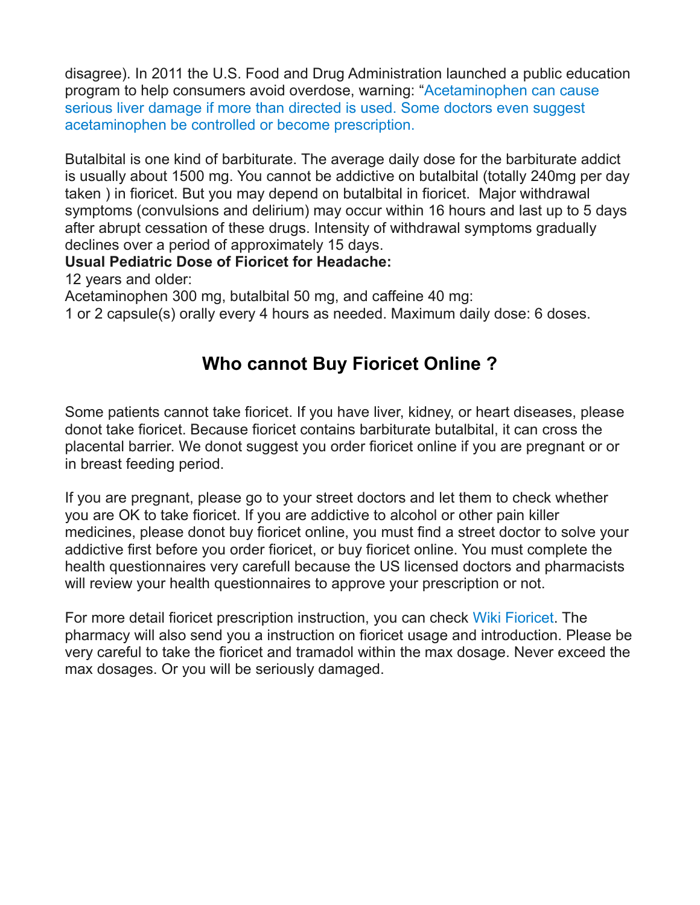disagree). In 2011 the U.S. Food and Drug Administration launched a public education program to help consumers avoid overdose, warning: "Acetaminophen can cause serious liver damage if more than directed is used. Some doctors even suggest acetaminophen be controlled or become prescription.

Butalbital is one kind of barbiturate. The average daily dose for the barbiturate addict is usually about 1500 mg. You cannot be addictive on butalbital (totally 240mg per day taken ) in fioricet. But you may depend on butalbital in fioricet. Major withdrawal symptoms (convulsions and delirium) may occur within 16 hours and last up to 5 days after abrupt cessation of these drugs. Intensity of withdrawal symptoms gradually declines over a period of approximately 15 days.

**Usual Pediatric Dose of Fioricet for Headache:**

12 years and older:

Acetaminophen 300 mg, butalbital 50 mg, and caffeine 40 mg:

1 or 2 capsule(s) orally every 4 hours as needed. Maximum daily dose: 6 doses.

## Who cannot Buy Fioricet Online ?

Some patients cannot take fioricet. If you have liver, kidney, or heart diseases, please donot take fioricet. Because fioricet contains barbiturate butalbital, it can cross the placental barrier. We donot suggest you order fioricet online if you are pregnant or or in breast feeding period.

If you are pregnant, please go to your street doctors and let them to check whether you are OK to take fioricet. If you are addictive to alcohol or other pain killer medicines, please donot buy fioricet online, you must find a street doctor to solve your addictive first before you order fioricet, or buy fioricet online. You must complete the health questionnaires very carefull because the US licensed doctors and pharmacists will review your health questionnaires to approve your prescription or not.

For more detail fioricet prescription instruction, you can check Wiki Fioricet. The pharmacy will also send you a instruction on fioricet usage and introduction. Please be very careful to take the fioricet and tramadol within the max dosage. Never exceed the max dosages. Or you will be seriously damaged.